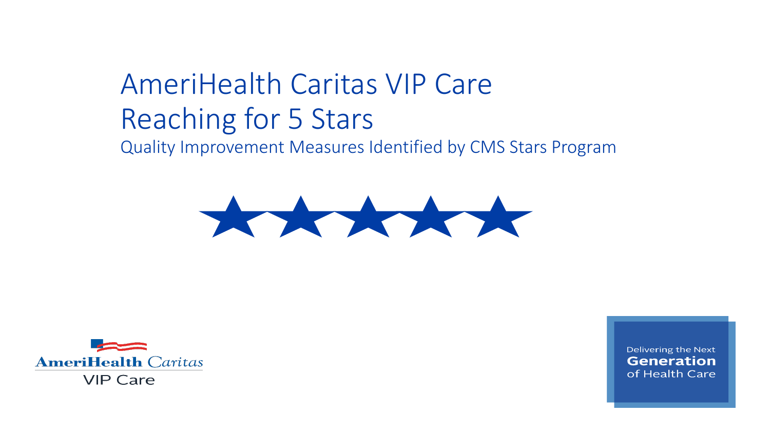# AmeriHealth Caritas VIP Care
# Reaching for 5 Stars

## Quality Improvement Measures Identified by CMS Stars Program

AmeriHealth Caritas VIP Care

Delivering the Next **Generation** of Health Care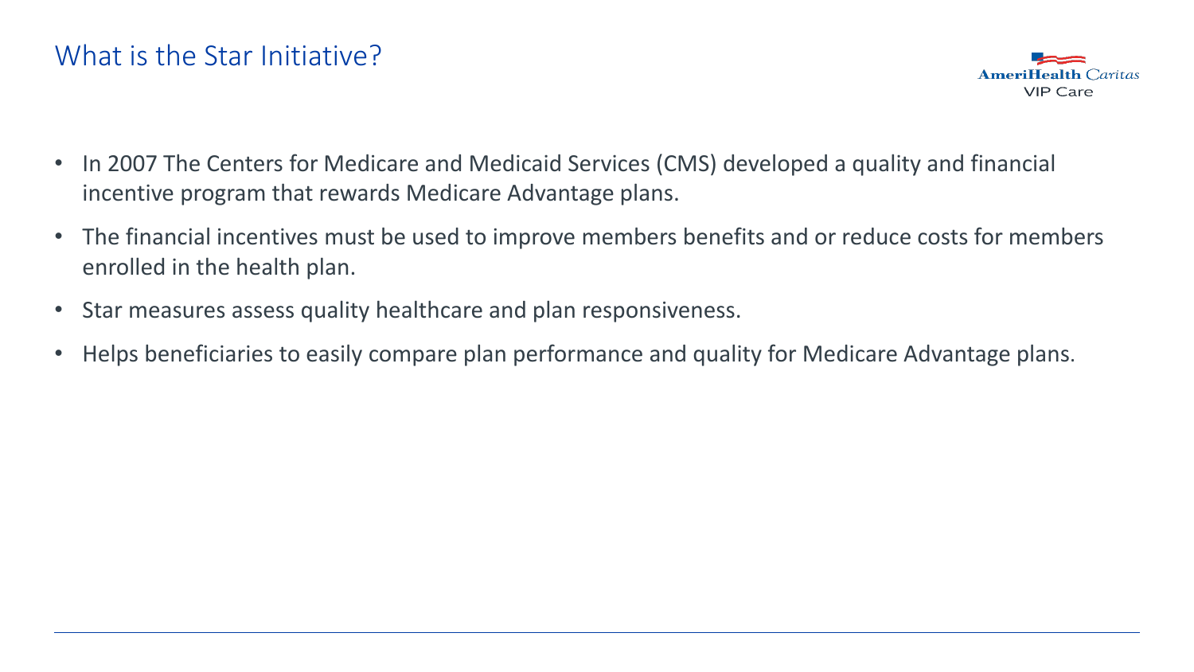# What is the Star Initiative?

- In 2007 The Centers for Medicare and Medicaid Services (CMS) developed a quality and financial incentive program that rewards Medicare Advantage plans.
- The financial incentives must be used to improve members benefits and or reduce costs for members enrolled in the health plan.
- Star measures assess quality healthcare and plan responsiveness.
- Helps beneficiaries to easily compare plan performance and quality for Medicare Advantage plans.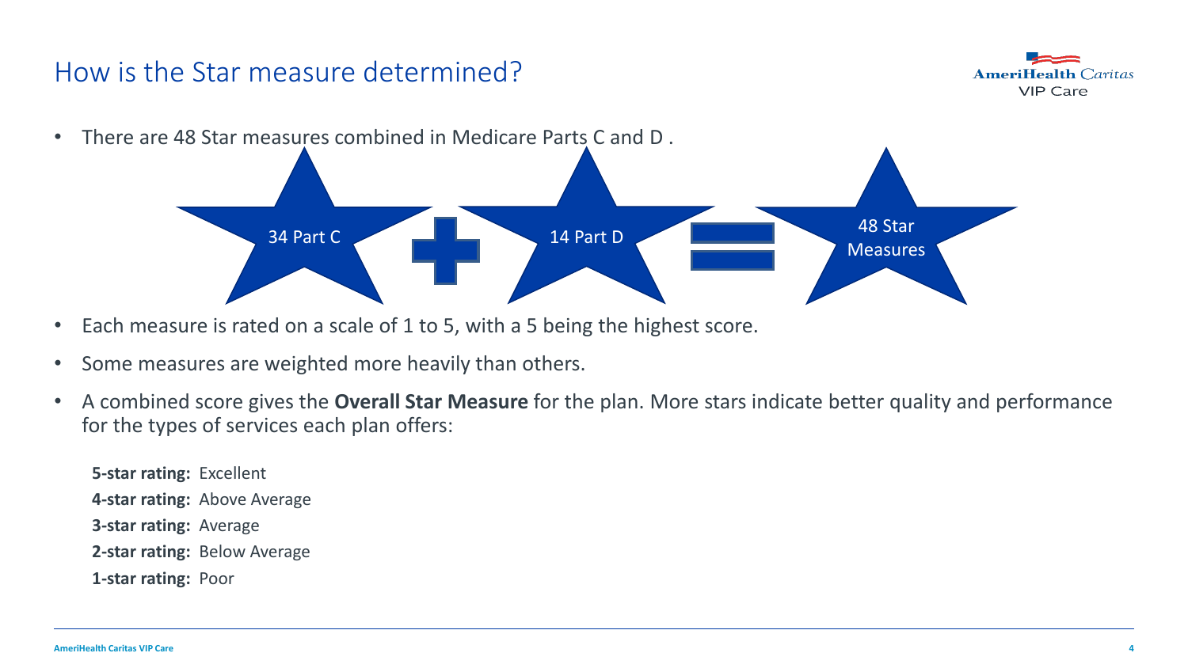# How is the Star measure determined?

- There are 48 Star measures combined in Medicare Parts C and D .

34 Part C + 14 Part D = 48 Star Measures

- Each measure is rated on a scale of 1 to 5, with a 5 being the highest score.
- Some measures are weighted more heavily than others.
- A combined score gives the **Overall Star Measure** for the plan. More stars indicate better quality and performance for the types of services each plan offers:

  **5-star rating:** Excellent
  **4-star rating:** Above Average
  **3-star rating:** Average
  **2-star rating:** Below Average
  **1-star rating:** Poor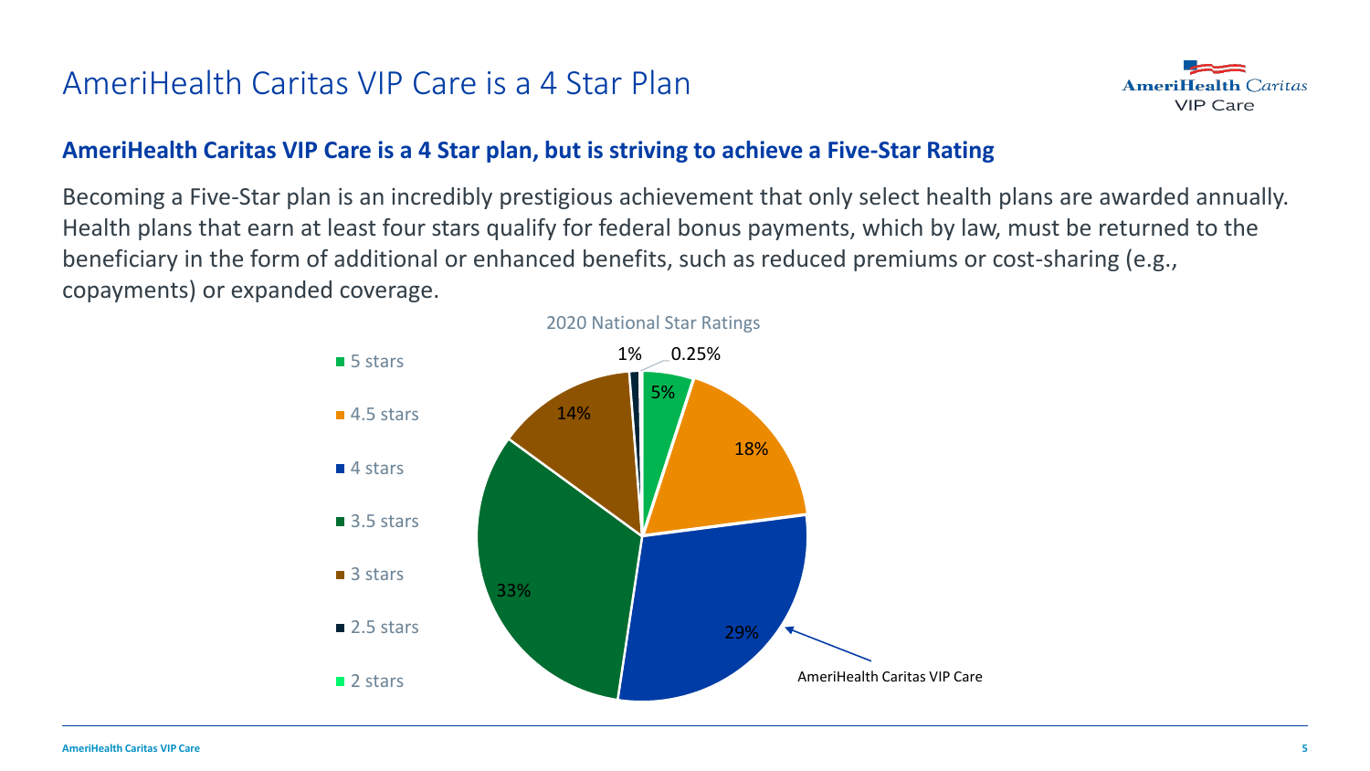# AmeriHealth Caritas VIP Care is a 4 Star Plan

**AmeriHealth Caritas VIP Care is a 4 Star plan, but is striving to achieve a Five-Star Rating**

Becoming a Five-Star plan is an incredibly prestigious achievement that only select health plans are awarded annually. Health plans that earn at least four stars qualify for federal bonus payments, which by law, must be returned to the beneficiary in the form of additional or enhanced benefits, such as reduced premiums or cost-sharing (e.g., copayments) or expanded coverage.

2020 National Star Ratings

| Rating | Percentage |
|---|---|
| 5 stars | 5% |
| 4.5 stars | 18% |
| 4 stars | 29% |
| 3.5 stars | 33% |
| 3 stars | 14% |
| 2.5 stars | 1% |
| 2 stars | 0.25% |

AmeriHealth Caritas VIP Care (4 stars)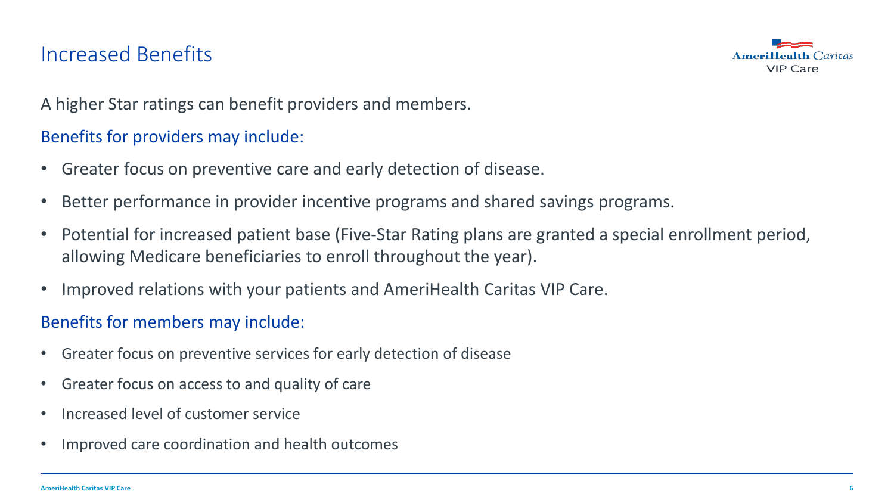# Increased Benefits

A higher Star ratings can benefit providers and members.

## Benefits for providers may include:

- Greater focus on preventive care and early detection of disease.
- Better performance in provider incentive programs and shared savings programs.
- Potential for increased patient base (Five-Star Rating plans are granted a special enrollment period, allowing Medicare beneficiaries to enroll throughout the year).
- Improved relations with your patients and AmeriHealth Caritas VIP Care.

## Benefits for members may include:

- Greater focus on preventive services for early detection of disease
- Greater focus on access to and quality of care
- Increased level of customer service
- Improved care coordination and health outcomes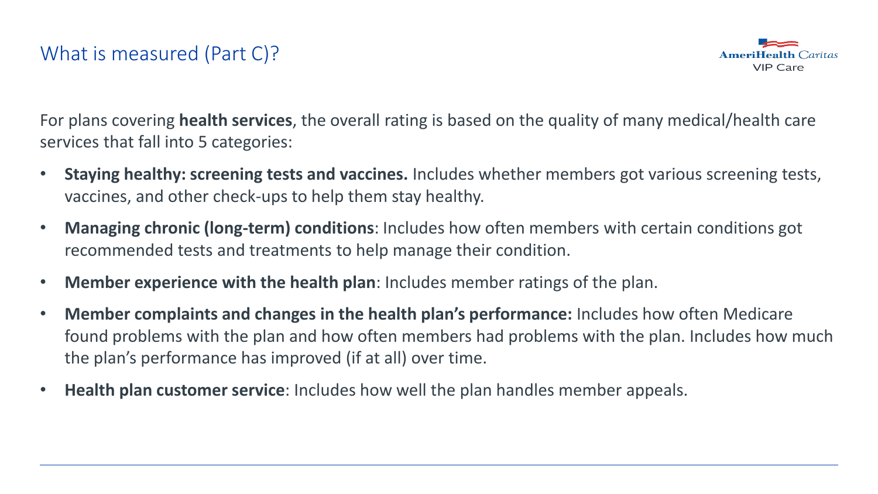# What is measured (Part C)?

For plans covering **health services**, the overall rating is based on the quality of many medical/health care services that fall into 5 categories:

- **Staying healthy: screening tests and vaccines.** Includes whether members got various screening tests, vaccines, and other check-ups to help them stay healthy.
- **Managing chronic (long-term) conditions**: Includes how often members with certain conditions got recommended tests and treatments to help manage their condition.
- **Member experience with the health plan**: Includes member ratings of the plan.
- **Member complaints and changes in the health plan's performance:** Includes how often Medicare found problems with the plan and how often members had problems with the plan. Includes how much the plan's performance has improved (if at all) over time.
- **Health plan customer service**: Includes how well the plan handles member appeals.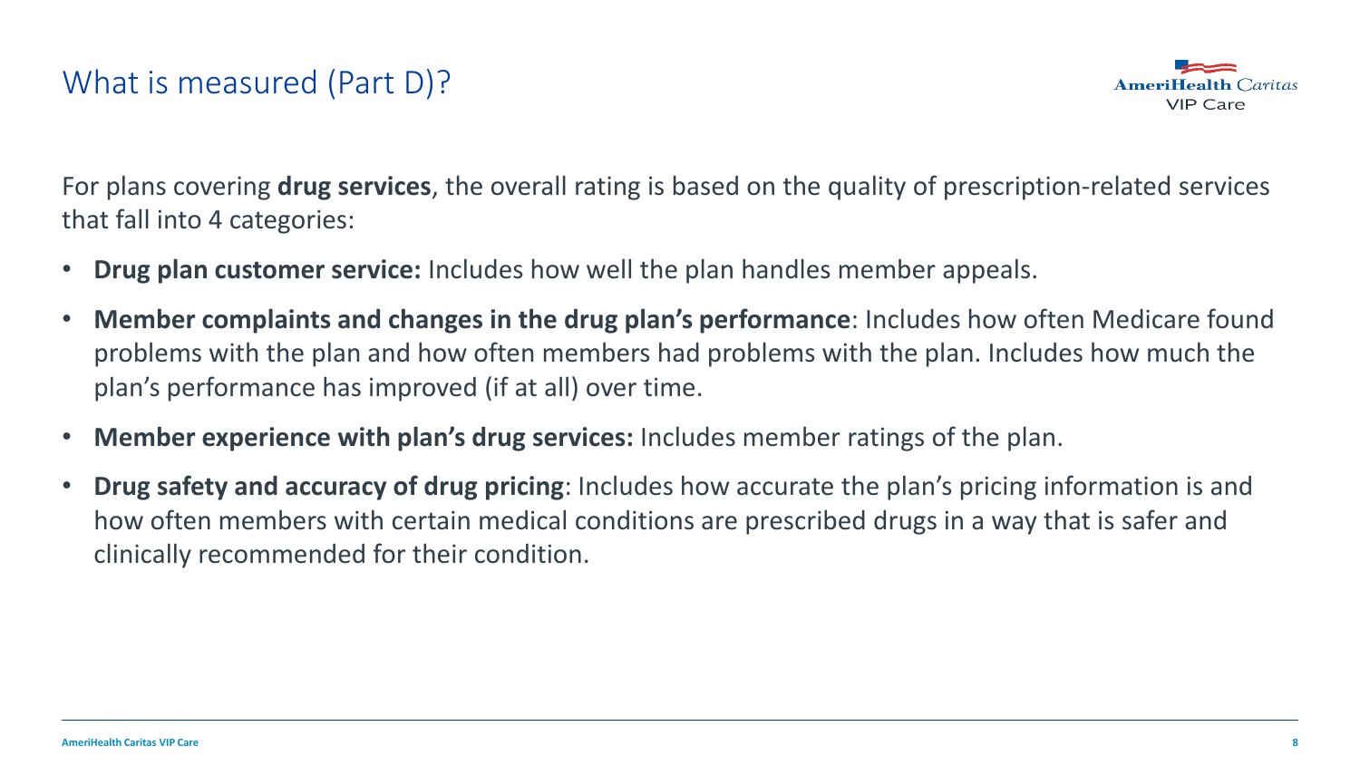# What is measured (Part D)?

For plans covering **drug services**, the overall rating is based on the quality of prescription-related services that fall into 4 categories:

- **Drug plan customer service:** Includes how well the plan handles member appeals.
- **Member complaints and changes in the drug plan's performance**: Includes how often Medicare found problems with the plan and how often members had problems with the plan. Includes how much the plan's performance has improved (if at all) over time.
- **Member experience with plan's drug services:** Includes member ratings of the plan.
- **Drug safety and accuracy of drug pricing**: Includes how accurate the plan's pricing information is and how often members with certain medical conditions are prescribed drugs in a way that is safer and clinically recommended for their condition.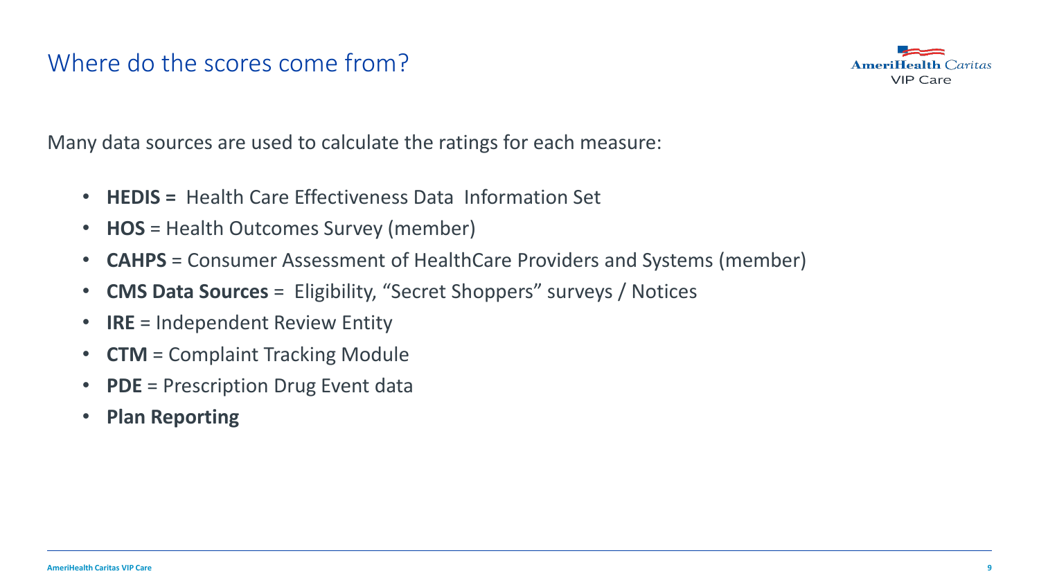# Where do the scores come from?

Many data sources are used to calculate the ratings for each measure:

- **HEDIS =** Health Care Effectiveness Data Information Set
- **HOS** = Health Outcomes Survey (member)
- **CAHPS** = Consumer Assessment of HealthCare Providers and Systems (member)
- **CMS Data Sources** = Eligibility, "Secret Shoppers" surveys / Notices
- **IRE** = Independent Review Entity
- **CTM** = Complaint Tracking Module
- **PDE** = Prescription Drug Event data
- **Plan Reporting**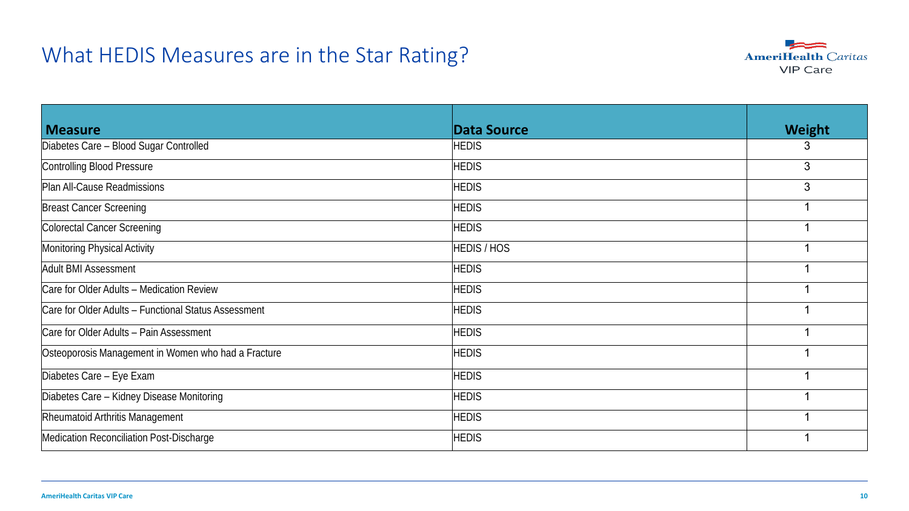# What HEDIS Measures are in the Star Rating?

| Measure | Data Source | Weight |
|---|---|---|
| Diabetes Care – Blood Sugar Controlled | HEDIS | 3 |
| Controlling Blood Pressure | HEDIS | 3 |
| Plan All-Cause Readmissions | HEDIS | 3 |
| Breast Cancer Screening | HEDIS | 1 |
| Colorectal Cancer Screening | HEDIS | 1 |
| Monitoring Physical Activity | HEDIS / HOS | 1 |
| Adult BMI Assessment | HEDIS | 1 |
| Care for Older Adults – Medication Review | HEDIS | 1 |
| Care for Older Adults – Functional Status Assessment | HEDIS | 1 |
| Care for Older Adults – Pain Assessment | HEDIS | 1 |
| Osteoporosis Management in Women who had a Fracture | HEDIS | 1 |
| Diabetes Care – Eye Exam | HEDIS | 1 |
| Diabetes Care – Kidney Disease Monitoring | HEDIS | 1 |
| Rheumatoid Arthritis Management | HEDIS | 1 |
| Medication Reconciliation Post-Discharge | HEDIS | 1 |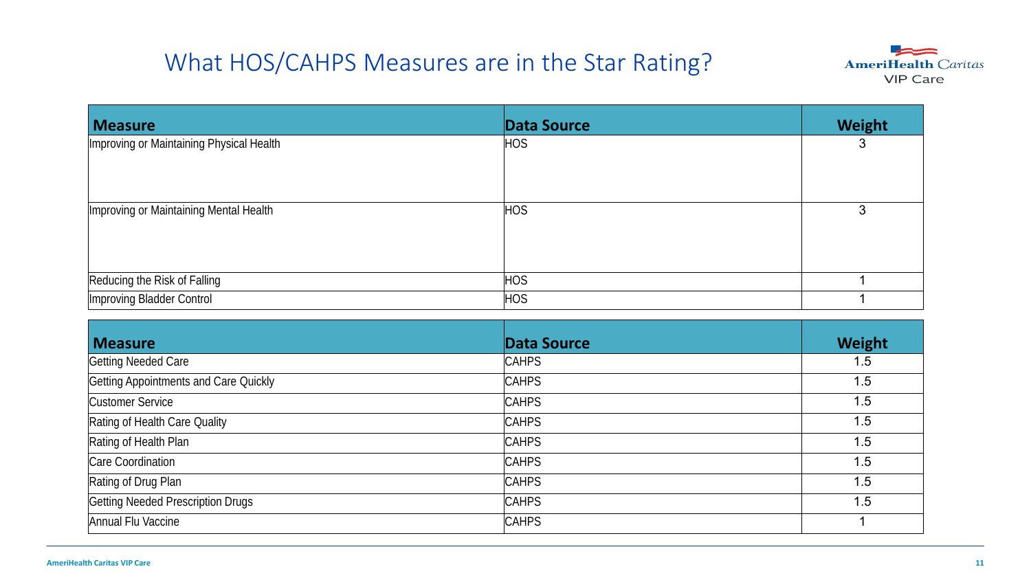# What HOS/CAHPS Measures are in the Star Rating?

| Measure | Data Source | Weight |
|---|---|---|
| Improving or Maintaining Physical Health | HOS | 3 |
| Improving or Maintaining Mental Health | HOS | 3 |
| Reducing the Risk of Falling | HOS | 1 |
| Improving Bladder Control | HOS | 1 |

| Measure | Data Source | Weight |
|---|---|---|
| Getting Needed Care | CAHPS | 1.5 |
| Getting Appointments and Care Quickly | CAHPS | 1.5 |
| Customer Service | CAHPS | 1.5 |
| Rating of Health Care Quality | CAHPS | 1.5 |
| Rating of Health Plan | CAHPS | 1.5 |
| Care Coordination | CAHPS | 1.5 |
| Rating of Drug Plan | CAHPS | 1.5 |
| Getting Needed Prescription Drugs | CAHPS | 1.5 |
| Annual Flu Vaccine | CAHPS | 1 |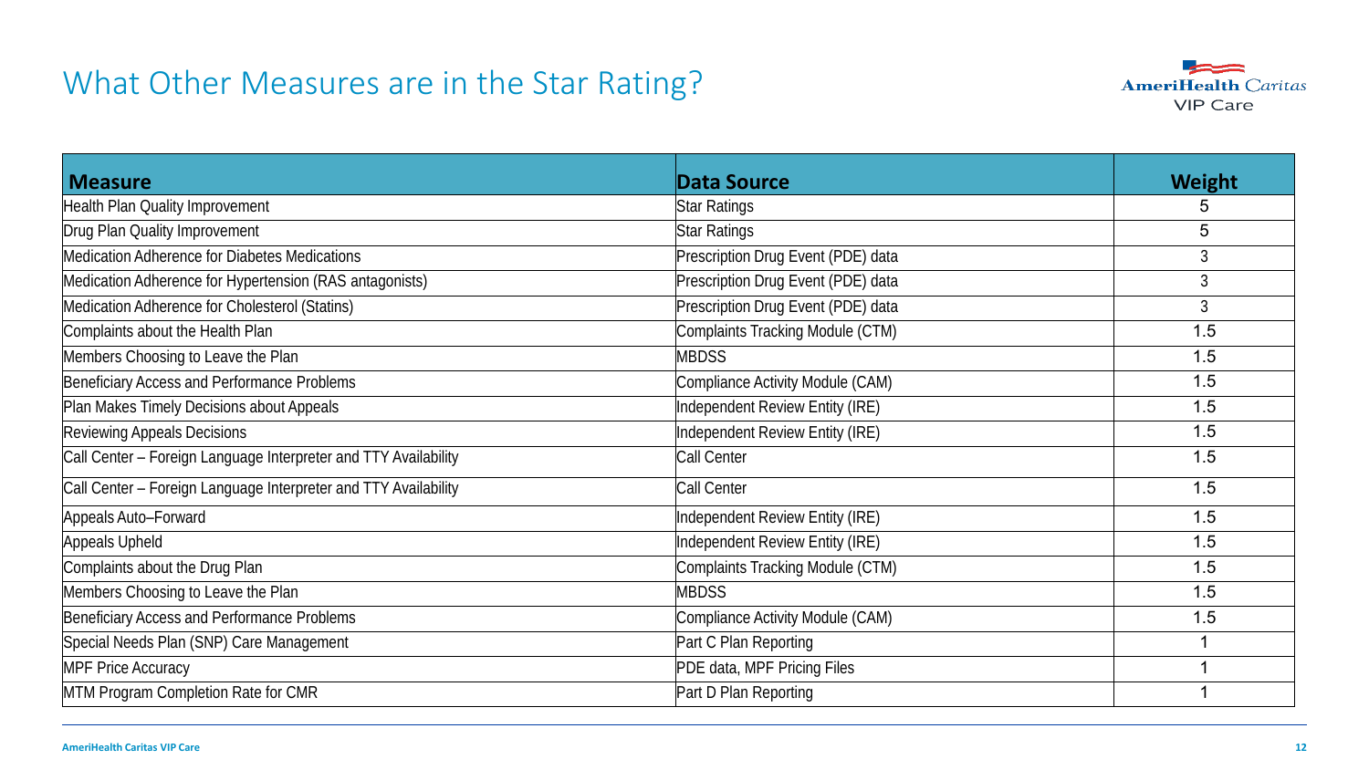# What Other Measures are in the Star Rating?

| Measure | Data Source | Weight |
|---|---|---|
| Health Plan Quality Improvement | Star Ratings | 5 |
| Drug Plan Quality Improvement | Star Ratings | 5 |
| Medication Adherence for Diabetes Medications | Prescription Drug Event (PDE) data | 3 |
| Medication Adherence for Hypertension (RAS antagonists) | Prescription Drug Event (PDE) data | 3 |
| Medication Adherence for Cholesterol (Statins) | Prescription Drug Event (PDE) data | 3 |
| Complaints about the Health Plan | Complaints Tracking Module (CTM) | 1.5 |
| Members Choosing to Leave the Plan | MBDSS | 1.5 |
| Beneficiary Access and Performance Problems | Compliance Activity Module (CAM) | 1.5 |
| Plan Makes Timely Decisions about Appeals | Independent Review Entity (IRE) | 1.5 |
| Reviewing Appeals Decisions | Independent Review Entity (IRE) | 1.5 |
| Call Center – Foreign Language Interpreter and TTY Availability | Call Center | 1.5 |
| Call Center – Foreign Language Interpreter and TTY Availability | Call Center | 1.5 |
| Appeals Auto–Forward | Independent Review Entity (IRE) | 1.5 |
| Appeals Upheld | Independent Review Entity (IRE) | 1.5 |
| Complaints about the Drug Plan | Complaints Tracking Module (CTM) | 1.5 |
| Members Choosing to Leave the Plan | MBDSS | 1.5 |
| Beneficiary Access and Performance Problems | Compliance Activity Module (CAM) | 1.5 |
| Special Needs Plan (SNP) Care Management | Part C Plan Reporting | 1 |
| MPF Price Accuracy | PDE data, MPF Pricing Files | 1 |
| MTM Program Completion Rate for CMR | Part D Plan Reporting | 1 |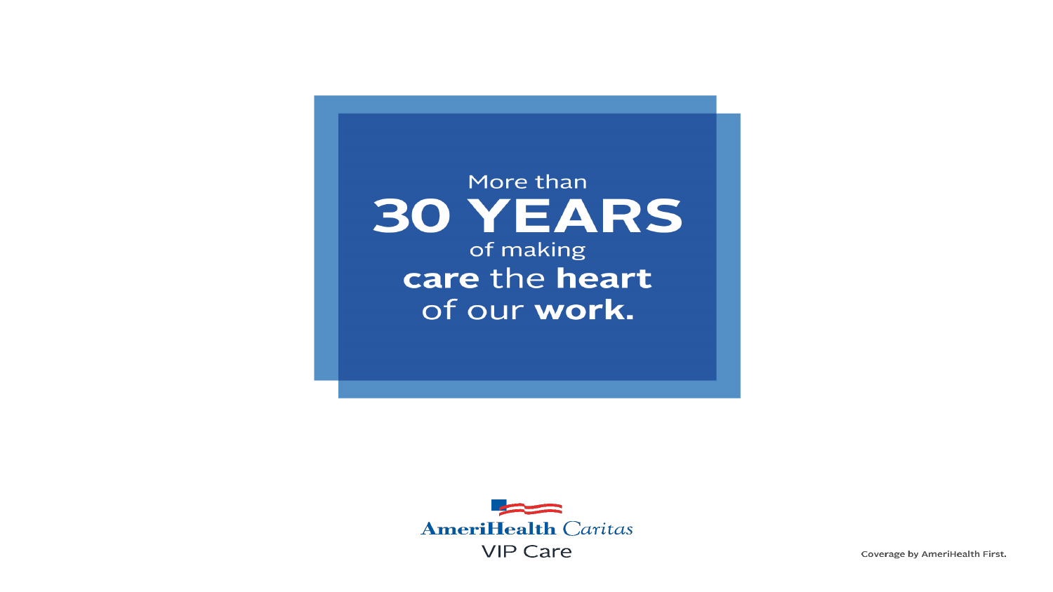More than

**30 YEARS**

of making

**care** the **heart**

of our **work.**

AmeriHealth Caritas

VIP Care

Coverage by AmeriHealth First.